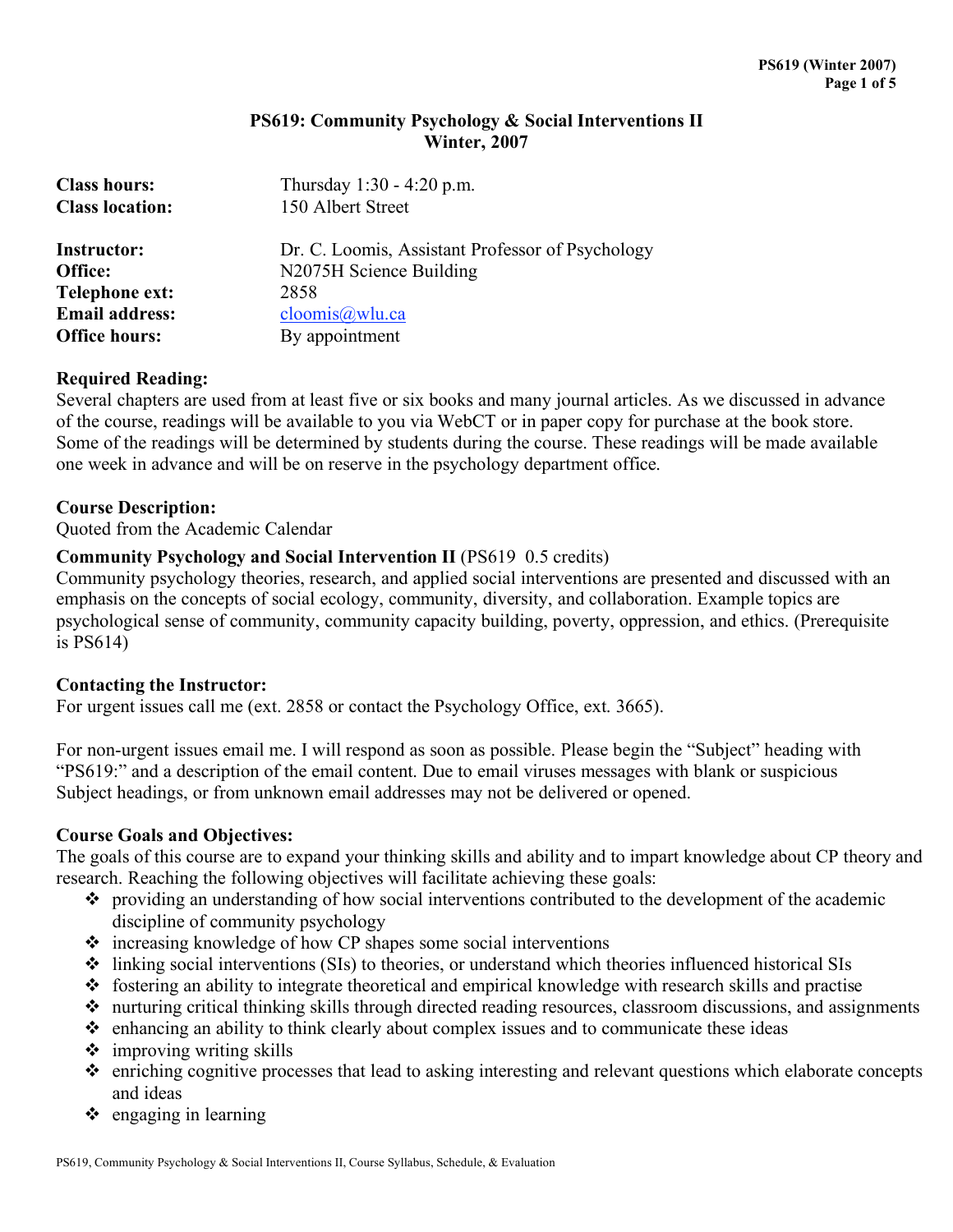# PS619: Community Psychology & Social Interventions II
## Winter, 2007

| | |
|---|---|
| **Class hours:** | Thursday 1:30 - 4:20 p.m. |
| **Class location:** | 150 Albert Street |
| **Instructor:** | Dr. C. Loomis, Assistant Professor of Psychology |
| **Office:** | N2075H Science Building |
| **Telephone ext:** | 2858 |
| **Email address:** | cloomis@wlu.ca |
| **Office hours:** | By appointment |

### Required Reading:

Several chapters are used from at least five or six books and many journal articles. As we discussed in advance of the course, readings will be available to you via WebCT or in paper copy for purchase at the book store. Some of the readings will be determined by students during the course. These readings will be made available one week in advance and will be on reserve in the psychology department office.

### Course Description:

Quoted from the Academic Calendar

**Community Psychology and Social Intervention II** (PS619 0.5 credits)
Community psychology theories, research, and applied social interventions are presented and discussed with an emphasis on the concepts of social ecology, community, diversity, and collaboration. Example topics are psychological sense of community, community capacity building, poverty, oppression, and ethics. (Prerequisite is PS614)

### Contacting the Instructor:

For urgent issues call me (ext. 2858 or contact the Psychology Office, ext. 3665).

For non-urgent issues email me. I will respond as soon as possible. Please begin the "Subject" heading with "PS619:" and a description of the email content. Due to email viruses messages with blank or suspicious Subject headings, or from unknown email addresses may not be delivered or opened.

### Course Goals and Objectives:

The goals of this course are to expand your thinking skills and ability and to impart knowledge about CP theory and research. Reaching the following objectives will facilitate achieving these goals:

- providing an understanding of how social interventions contributed to the development of the academic discipline of community psychology
- increasing knowledge of how CP shapes some social interventions
- linking social interventions (SIs) to theories, or understand which theories influenced historical SIs
- fostering an ability to integrate theoretical and empirical knowledge with research skills and practise
- nurturing critical thinking skills through directed reading resources, classroom discussions, and assignments
- enhancing an ability to think clearly about complex issues and to communicate these ideas
- improving writing skills
- enriching cognitive processes that lead to asking interesting and relevant questions which elaborate concepts and ideas
- engaging in learning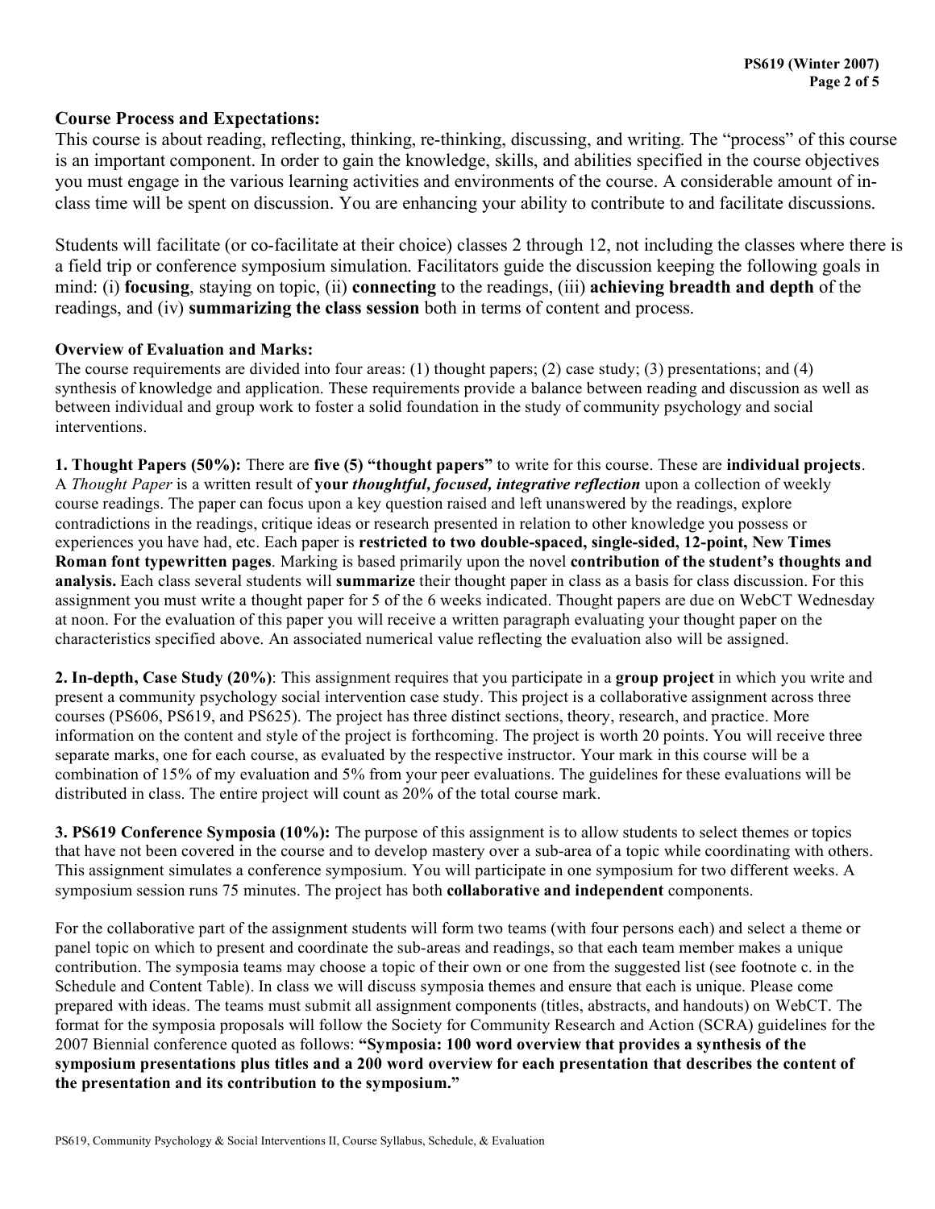## Course Process and Expectations:

This course is about reading, reflecting, thinking, re-thinking, discussing, and writing. The "process" of this course is an important component. In order to gain the knowledge, skills, and abilities specified in the course objectives you must engage in the various learning activities and environments of the course. A considerable amount of in-class time will be spent on discussion. You are enhancing your ability to contribute to and facilitate discussions.

Students will facilitate (or co-facilitate at their choice) classes 2 through 12, not including the classes where there is a field trip or conference symposium simulation. Facilitators guide the discussion keeping the following goals in mind: (i) **focusing**, staying on topic, (ii) **connecting** to the readings, (iii) **achieving breadth and depth** of the readings, and (iv) **summarizing the class session** both in terms of content and process.

### Overview of Evaluation and Marks:

The course requirements are divided into four areas: (1) thought papers; (2) case study; (3) presentations; and (4) synthesis of knowledge and application. These requirements provide a balance between reading and discussion as well as between individual and group work to foster a solid foundation in the study of community psychology and social interventions.

**1. Thought Papers (50%):** There are **five (5) "thought papers"** to write for this course. These are **individual projects**. A *Thought Paper* is a written result of **your *thoughtful, focused, integrative reflection*** upon a collection of weekly course readings. The paper can focus upon a key question raised and left unanswered by the readings, explore contradictions in the readings, critique ideas or research presented in relation to other knowledge you possess or experiences you have had, etc. Each paper is **restricted to two double-spaced, single-sided, 12-point, New Times Roman font typewritten pages**. Marking is based primarily upon the novel **contribution of the student's thoughts and analysis.** Each class several students will **summarize** their thought paper in class as a basis for class discussion. For this assignment you must write a thought paper for 5 of the 6 weeks indicated. Thought papers are due on WebCT Wednesday at noon. For the evaluation of this paper you will receive a written paragraph evaluating your thought paper on the characteristics specified above. An associated numerical value reflecting the evaluation also will be assigned.

**2. In-depth, Case Study (20%)**: This assignment requires that you participate in a **group project** in which you write and present a community psychology social intervention case study. This project is a collaborative assignment across three courses (PS606, PS619, and PS625). The project has three distinct sections, theory, research, and practice. More information on the content and style of the project is forthcoming. The project is worth 20 points. You will receive three separate marks, one for each course, as evaluated by the respective instructor. Your mark in this course will be a combination of 15% of my evaluation and 5% from your peer evaluations. The guidelines for these evaluations will be distributed in class. The entire project will count as 20% of the total course mark.

**3. PS619 Conference Symposia (10%):** The purpose of this assignment is to allow students to select themes or topics that have not been covered in the course and to develop mastery over a sub-area of a topic while coordinating with others. This assignment simulates a conference symposium. You will participate in one symposium for two different weeks. A symposium session runs 75 minutes. The project has both **collaborative and independent** components.

For the collaborative part of the assignment students will form two teams (with four persons each) and select a theme or panel topic on which to present and coordinate the sub-areas and readings, so that each team member makes a unique contribution. The symposia teams may choose a topic of their own or one from the suggested list (see footnote c. in the Schedule and Content Table). In class we will discuss symposia themes and ensure that each is unique. Please come prepared with ideas. The teams must submit all assignment components (titles, abstracts, and handouts) on WebCT. The format for the symposia proposals will follow the Society for Community Research and Action (SCRA) guidelines for the 2007 Biennial conference quoted as follows: **"Symposia: 100 word overview that provides a synthesis of the symposium presentations plus titles and a 200 word overview for each presentation that describes the content of the presentation and its contribution to the symposium."**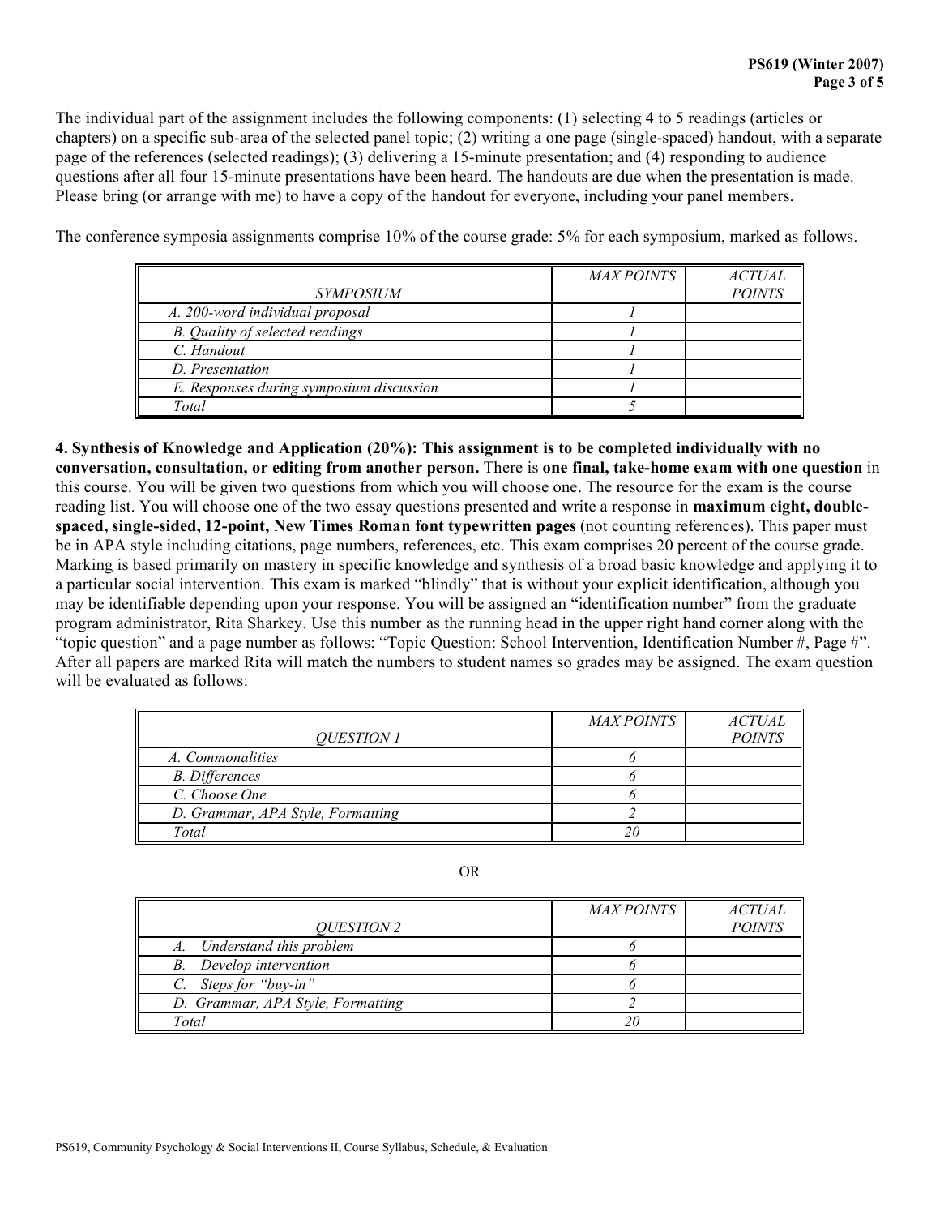The individual part of the assignment includes the following components: (1) selecting 4 to 5 readings (articles or chapters) on a specific sub-area of the selected panel topic; (2) writing a one page (single-spaced) handout, with a separate page of the references (selected readings); (3) delivering a 15-minute presentation; and (4) responding to audience questions after all four 15-minute presentations have been heard. The handouts are due when the presentation is made. Please bring (or arrange with me) to have a copy of the handout for everyone, including your panel members.

The conference symposia assignments comprise 10% of the course grade: 5% for each symposium, marked as follows.

| *SYMPOSIUM* | *MAX POINTS* | *ACTUAL POINTS* |
|---|---|---|
| *A. 200-word individual proposal* | *1* | |
| *B. Quality of selected readings* | *1* | |
| *C. Handout* | *1* | |
| *D. Presentation* | *1* | |
| *E. Responses during symposium discussion* | *1* | |
| *Total* | *5* | |

**4. Synthesis of Knowledge and Application (20%): This assignment is to be completed individually with no conversation, consultation, or editing from another person.** There is **one final, take-home exam with one question** in this course. You will be given two questions from which you will choose one. The resource for the exam is the course reading list. You will choose one of the two essay questions presented and write a response in **maximum eight, double-spaced, single-sided, 12-point, New Times Roman font typewritten pages** (not counting references). This paper must be in APA style including citations, page numbers, references, etc. This exam comprises 20 percent of the course grade. Marking is based primarily on mastery in specific knowledge and synthesis of a broad basic knowledge and applying it to a particular social intervention. This exam is marked "blindly" that is without your explicit identification, although you may be identifiable depending upon your response. You will be assigned an "identification number" from the graduate program administrator, Rita Sharkey. Use this number as the running head in the upper right hand corner along with the "topic question" and a page number as follows: "Topic Question: School Intervention, Identification Number #, Page #". After all papers are marked Rita will match the numbers to student names so grades may be assigned. The exam question will be evaluated as follows:

| *QUESTION 1* | *MAX POINTS* | *ACTUAL POINTS* |
|---|---|---|
| *A. Commonalities* | *6* | |
| *B. Differences* | *6* | |
| *C. Choose One* | *6* | |
| *D. Grammar, APA Style, Formatting* | *2* | |
| *Total* | *20* | |

OR

| *QUESTION 2* | *MAX POINTS* | *ACTUAL POINTS* |
|---|---|---|
| *A. Understand this problem* | *6* | |
| *B. Develop intervention* | *6* | |
| *C. Steps for "buy-in"* | *6* | |
| *D. Grammar, APA Style, Formatting* | *2* | |
| *Total* | *20* | |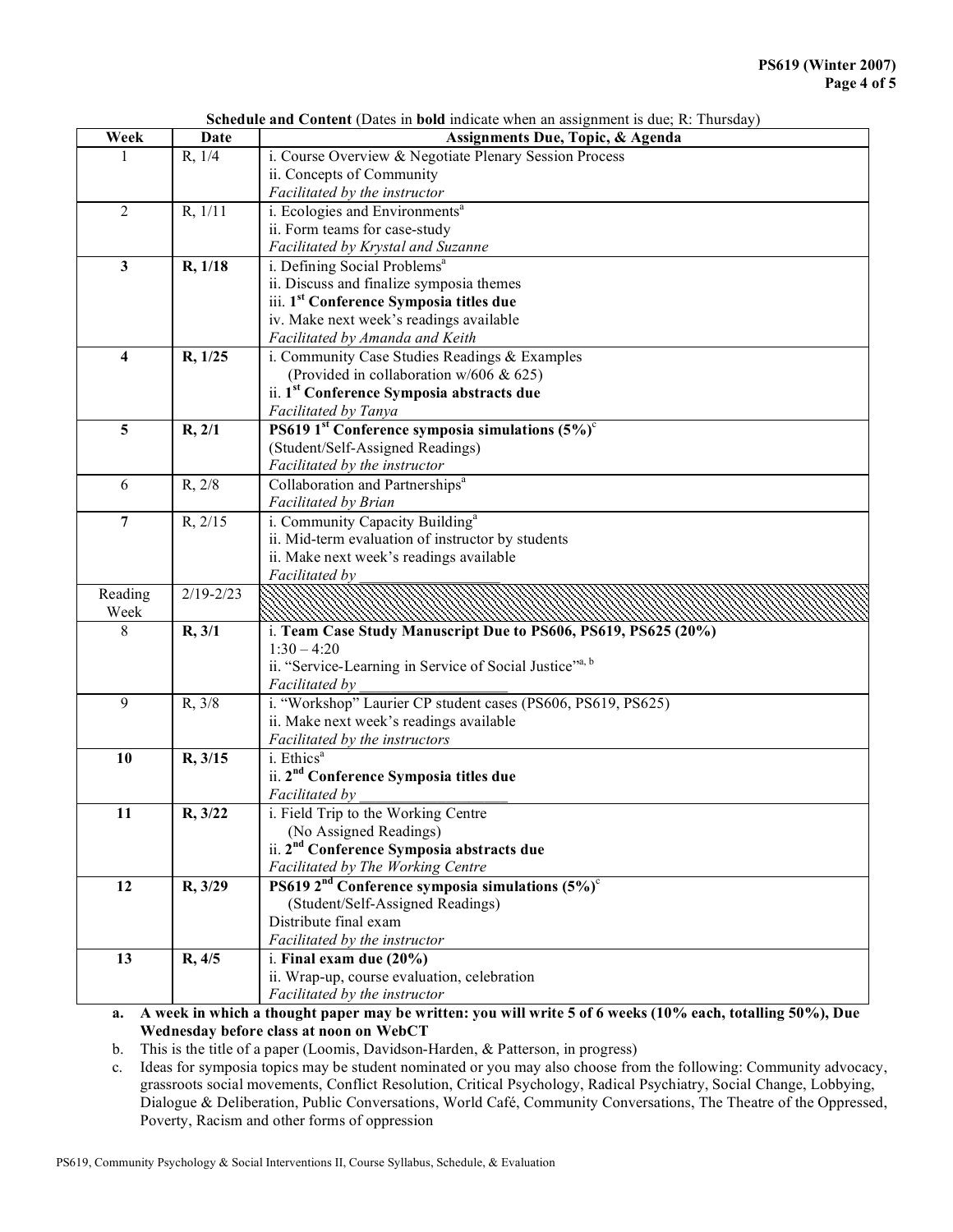**Schedule and Content** (Dates in **bold** indicate when an assignment is due; R: Thursday)

| Week | Date | Assignments Due, Topic, & Agenda |
|---|---|---|
| 1 | R, 1/4 | i. Course Overview & Negotiate Plenary Session Process<br>ii. Concepts of Community<br>*Facilitated by the instructor* |
| 2 | R, 1/11 | i. Ecologies and Environments[a]<br>ii. Form teams for case-study<br>*Facilitated by Krystal and Suzanne* |
| **3** | **R, 1/18** | i. Defining Social Problems[a]<br>ii. Discuss and finalize symposia themes<br>iii. **1st Conference Symposia titles due**<br>iv. Make next week's readings available<br>*Facilitated by Amanda and Keith* |
| **4** | **R, 1/25** | i. Community Case Studies Readings & Examples<br>(Provided in collaboration w/606 & 625)<br>ii. **1st Conference Symposia abstracts due**<br>*Facilitated by Tanya* |
| **5** | **R, 2/1** | **PS619 1st Conference symposia simulations (5%)**[c]<br>(Student/Self-Assigned Readings)<br>*Facilitated by the instructor* |
| 6 | R, 2/8 | Collaboration and Partnerships[a]<br>*Facilitated by Brian* |
| **7** | R, 2/15 | i. Community Capacity Building[a]<br>ii. Mid-term evaluation of instructor by students<br>ii. Make next week's readings available<br>*Facilitated by \_\_\_\_\_\_\_\_\_\_\_\_\_\_\_\_\_\_* |
| Reading Week | 2/19-2/23 | |
| 8 | **R, 3/1** | i. **Team Case Study Manuscript Due to PS606, PS619, PS625 (20%)**<br>1:30 – 4:20<br>ii. "Service-Learning in Service of Social Justice"[a, b]<br>*Facilitated by \_\_\_\_\_\_\_\_\_\_\_\_\_\_\_\_\_\_* |
| 9 | R, 3/8 | i. "Workshop" Laurier CP student cases (PS606, PS619, PS625)<br>ii. Make next week's readings available<br>*Facilitated by the instructors* |
| **10** | **R, 3/15** | i. Ethics[a]<br>ii. **2nd Conference Symposia titles due**<br>*Facilitated by \_\_\_\_\_\_\_\_\_\_\_\_\_\_\_\_\_\_* |
| **11** | **R, 3/22** | i. Field Trip to the Working Centre<br>(No Assigned Readings)<br>ii. **2nd Conference Symposia abstracts due**<br>*Facilitated by The Working Centre* |
| **12** | **R, 3/29** | **PS619 2nd Conference symposia simulations (5%)**[c]<br>(Student/Self-Assigned Readings)<br>Distribute final exam<br>*Facilitated by the instructor* |
| **13** | **R, 4/5** | i. **Final exam due (20%)**<br>ii. Wrap-up, course evaluation, celebration<br>*Facilitated by the instructor* |

a. **A week in which a thought paper may be written: you will write 5 of 6 weeks (10% each, totalling 50%), Due Wednesday before class at noon on WebCT**

b. This is the title of a paper (Loomis, Davidson-Harden, & Patterson, in progress)

c. Ideas for symposia topics may be student nominated or you may also choose from the following: Community advocacy, grassroots social movements, Conflict Resolution, Critical Psychology, Radical Psychiatry, Social Change, Lobbying, Dialogue & Deliberation, Public Conversations, World Café, Community Conversations, The Theatre of the Oppressed, Poverty, Racism and other forms of oppression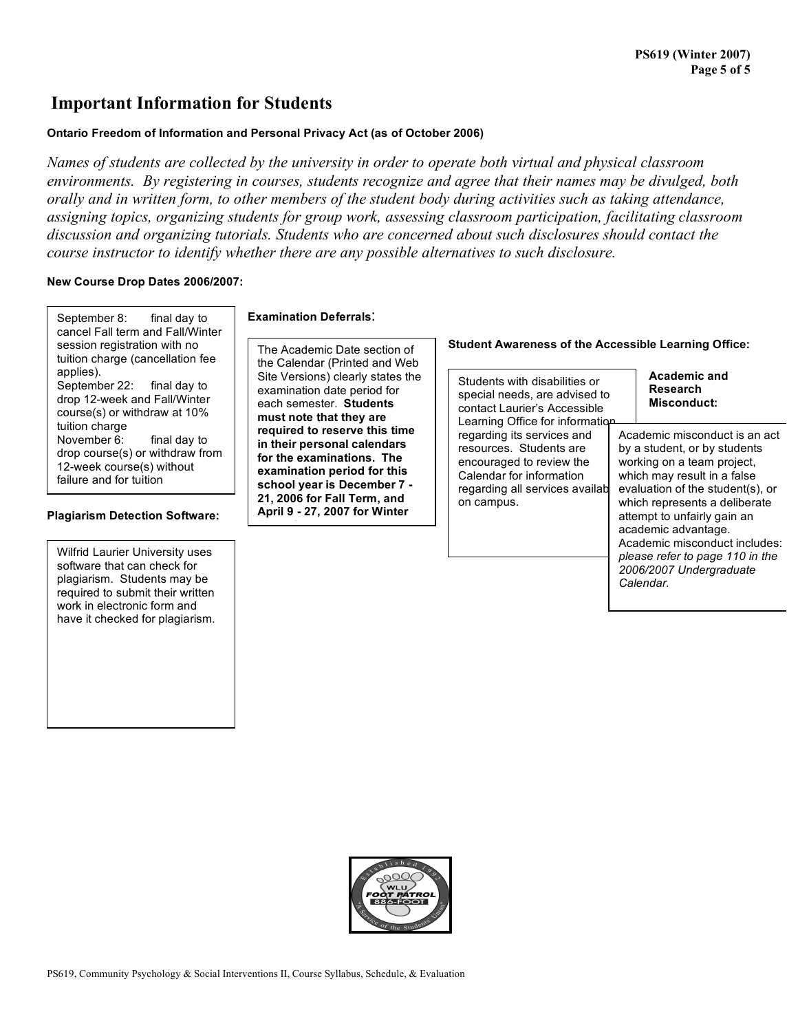## Important Information for Students

**Ontario Freedom of Information and Personal Privacy Act (as of October 2006)**

*Names of students are collected by the university in order to operate both virtual and physical classroom environments. By registering in courses, students recognize and agree that their names may be divulged, both orally and in written form, to other members of the student body during activities such as taking attendance, assigning topics, organizing students for group work, assessing classroom participation, facilitating classroom discussion and organizing tutorials. Students who are concerned about such disclosures should contact the course instructor to identify whether there are any possible alternatives to such disclosure.*

**New Course Drop Dates 2006/2007:**

September 8: final day to cancel Fall term and Fall/Winter session registration with no tuition charge (cancellation fee applies).
September 22: final day to drop 12-week and Fall/Winter course(s) or withdraw at 10% tuition charge
November 6: final day to drop course(s) or withdraw from 12-week course(s) without failure and for tuition

**Plagiarism Detection Software:**

Wilfrid Laurier University uses software that can check for plagiarism. Students may be required to submit their written work in electronic form and have it checked for plagiarism.

**Examination Deferrals:**

The Academic Date section of the Calendar (Printed and Web Site Versions) clearly states the examination date period for each semester. **Students must note that they are required to reserve this time in their personal calendars for the examinations. The examination period for this school year is December 7 - 21, 2006 for Fall Term, and April 9 - 27, 2007 for Winter**

**Student Awareness of the Accessible Learning Office:**

Students with disabilities or special needs, are advised to contact Laurier's Accessible Learning Office for information regarding its services and resources. Students are encouraged to review the Calendar for information regarding all services availab[le] on campus.

**Academic and Research Misconduct:**

Academic misconduct is an act by a student, or by students working on a team project, which may result in a false evaluation of the student(s), or which represents a deliberate attempt to unfairly gain an academic advantage. Academic misconduct includes: *please refer to page 110 in the 2006/2007 Undergraduate Calendar.*

Established 1992
WLU FOOT PATROL
886-FOOT
A Service of the Students' Union